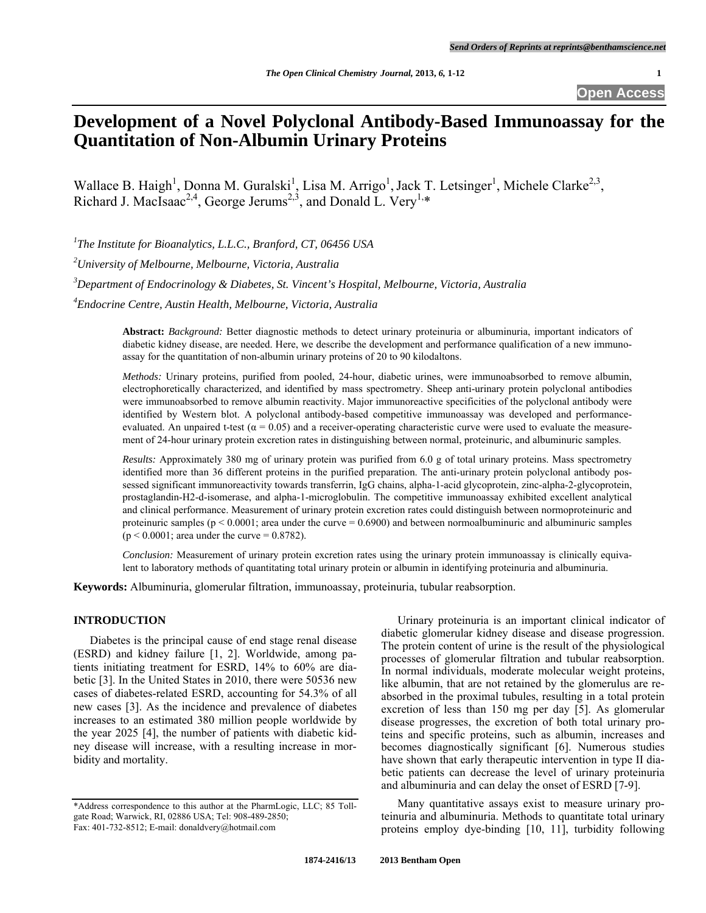# Development of a Novel Polyclonal Antibody-Based Immunoassay for the Quantitation of Non-Albumin Urinary Proteins

Wallace B. Haigh[1], Donna M. Guralski[1], Lisa M. Arrigo[1], Jack T. Letsinger[1], Michele Clarke[2,3], Richard J. MacIsaac[2,4], George Jerums[2,3], and Donald L. Very[1,*]

[1]*The Institute for Bioanalytics, L.L.C., Branford, CT, 06456 USA*

[2]*University of Melbourne, Melbourne, Victoria, Australia*

[3]*Department of Endocrinology & Diabetes, St. Vincent's Hospital, Melbourne, Victoria, Australia*

[4]*Endocrine Centre, Austin Health, Melbourne, Victoria, Australia*

**Abstract:** *Background:* Better diagnostic methods to detect urinary proteinuria or albuminuria, important indicators of diabetic kidney disease, are needed. Here, we describe the development and performance qualification of a new immunoassay for the quantitation of non-albumin urinary proteins of 20 to 90 kilodaltons.

*Methods:* Urinary proteins, purified from pooled, 24-hour, diabetic urines, were immunoabsorbed to remove albumin, electrophoretically characterized, and identified by mass spectrometry. Sheep anti-urinary protein polyclonal antibodies were immunoabsorbed to remove albumin reactivity. Major immunoreactive specificities of the polyclonal antibody were identified by Western blot. A polyclonal antibody-based competitive immunoassay was developed and performance-evaluated. An unpaired t-test ($\alpha = 0.05$) and a receiver-operating characteristic curve were used to evaluate the measurement of 24-hour urinary protein excretion rates in distinguishing between normal, proteinuric, and albuminuric samples.

*Results:* Approximately 380 mg of urinary protein was purified from 6.0 g of total urinary proteins. Mass spectrometry identified more than 36 different proteins in the purified preparation. The anti-urinary protein polyclonal antibody possessed significant immunoreactivity towards transferrin, IgG chains, alpha-1-acid glycoprotein, zinc-alpha-2-glycoprotein, prostaglandin-H2-d-isomerase, and alpha-1-microglobulin. The competitive immunoassay exhibited excellent analytical and clinical performance. Measurement of urinary protein excretion rates could distinguish between normoproteinuric and proteinuric samples ($p < 0.0001$; area under the curve = 0.6900) and between normoalbuminuric and albuminuric samples ($p < 0.0001$; area under the curve = 0.8782).

*Conclusion:* Measurement of urinary protein excretion rates using the urinary protein immunoassay is clinically equivalent to laboratory methods of quantitating total urinary protein or albumin in identifying proteinuria and albuminuria.

**Keywords:** Albuminuria, glomerular filtration, immunoassay, proteinuria, tubular reabsorption.

## INTRODUCTION

Diabetes is the principal cause of end stage renal disease (ESRD) and kidney failure [1, 2]. Worldwide, among patients initiating treatment for ESRD, 14% to 60% are diabetic [3]. In the United States in 2010, there were 50536 new cases of diabetes-related ESRD, accounting for 54.3% of all new cases [3]. As the incidence and prevalence of diabetes increases to an estimated 380 million people worldwide by the year 2025 [4], the number of patients with diabetic kidney disease will increase, with a resulting increase in morbidity and mortality.

Urinary proteinuria is an important clinical indicator of diabetic glomerular kidney disease and disease progression. The protein content of urine is the result of the physiological processes of glomerular filtration and tubular reabsorption. In normal individuals, moderate molecular weight proteins, like albumin, that are not retained by the glomerulus are reabsorbed in the proximal tubules, resulting in a total protein excretion of less than 150 mg per day [5]. As glomerular disease progresses, the excretion of both total urinary proteins and specific proteins, such as albumin, increases and becomes diagnostically significant [6]. Numerous studies have shown that early therapeutic intervention in type II diabetic patients can decrease the level of urinary proteinuria and albuminuria and can delay the onset of ESRD [7-9].

Many quantitative assays exist to measure urinary proteinuria and albuminuria. Methods to quantitate total urinary proteins employ dye-binding [10, 11], turbidity following

*Address correspondence to this author at the PharmLogic, LLC; 85 Tollgate Road; Warwick, RI, 02886 USA; Tel: 908-489-2850; Fax: 401-732-8512; E-mail: donaldvery@hotmail.com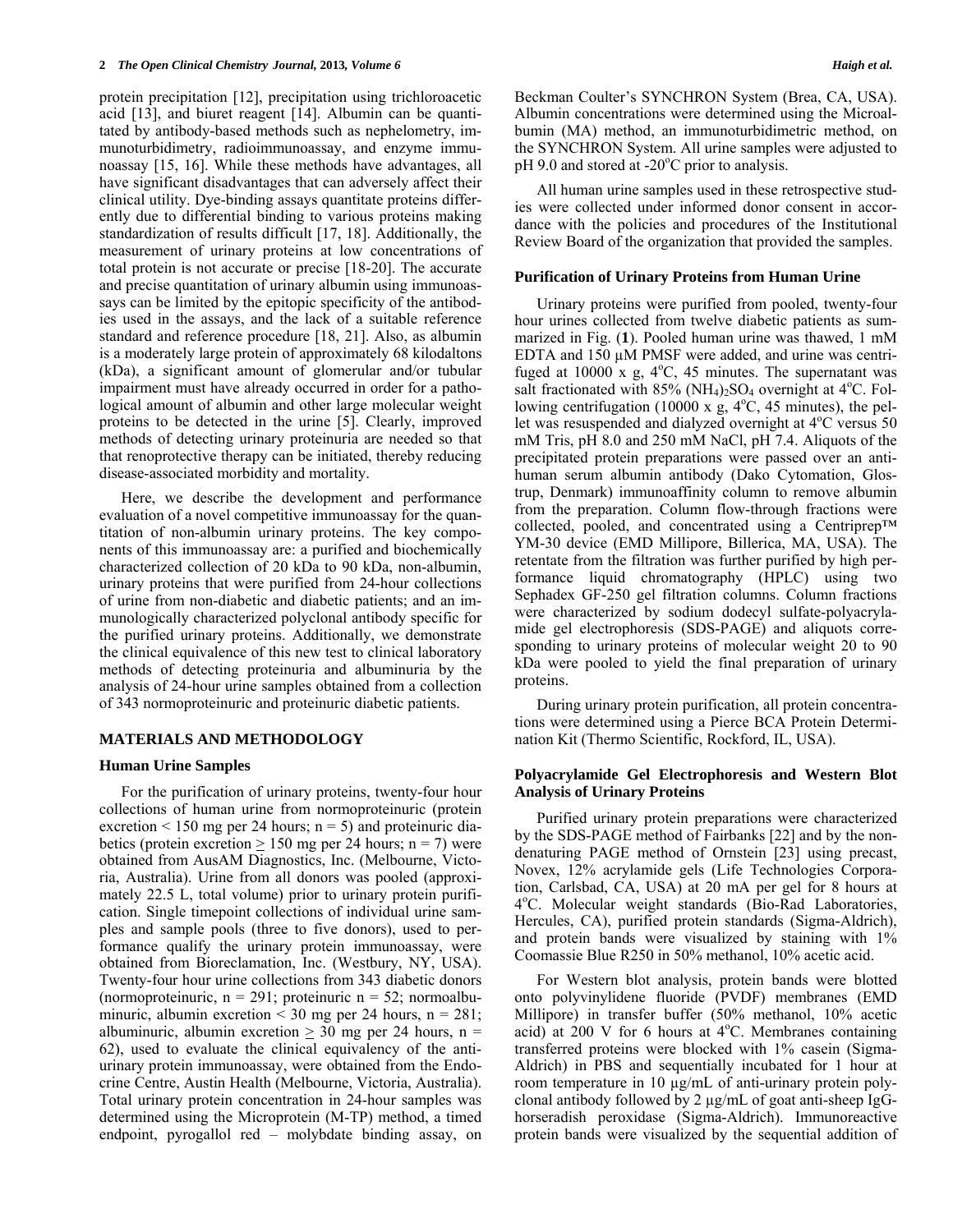protein precipitation [12], precipitation using trichloroacetic acid [13], and biuret reagent [14]. Albumin can be quantitated by antibody-based methods such as nephelometry, immunoturbidimetry, radioimmunoassay, and enzyme immunoassay [15, 16]. While these methods have advantages, all have significant disadvantages that can adversely affect their clinical utility. Dye-binding assays quantitate proteins differently due to differential binding to various proteins making standardization of results difficult [17, 18]. Additionally, the measurement of urinary proteins at low concentrations of total protein is not accurate or precise [18-20]. The accurate and precise quantitation of urinary albumin using immunoassays can be limited by the epitopic specificity of the antibodies used in the assays, and the lack of a suitable reference standard and reference procedure [18, 21]. Also, as albumin is a moderately large protein of approximately 68 kilodaltons (kDa), a significant amount of glomerular and/or tubular impairment must have already occurred in order for a pathological amount of albumin and other large molecular weight proteins to be detected in the urine [5]. Clearly, improved methods of detecting urinary proteinuria are needed so that that renoprotective therapy can be initiated, thereby reducing disease-associated morbidity and mortality.

Here, we describe the development and performance evaluation of a novel competitive immunoassay for the quantitation of non-albumin urinary proteins. The key components of this immunoassay are: a purified and biochemically characterized collection of 20 kDa to 90 kDa, non-albumin, urinary proteins that were purified from 24-hour collections of urine from non-diabetic and diabetic patients; and an immunologically characterized polyclonal antibody specific for the purified urinary proteins. Additionally, we demonstrate the clinical equivalence of this new test to clinical laboratory methods of detecting proteinuria and albuminuria by the analysis of 24-hour urine samples obtained from a collection of 343 normoproteinuric and proteinuric diabetic patients.

## MATERIALS AND METHODOLOGY

### Human Urine Samples

For the purification of urinary proteins, twenty-four hour collections of human urine from normoproteinuric (protein excretion < 150 mg per 24 hours; n = 5) and proteinuric diabetics (protein excretion $\geq$ 150 mg per 24 hours; n = 7) were obtained from AusAM Diagnostics, Inc. (Melbourne, Victoria, Australia). Urine from all donors was pooled (approximately 22.5 L, total volume) prior to urinary protein purification. Single timepoint collections of individual urine samples and sample pools (three to five donors), used to performance qualify the urinary protein immunoassay, were obtained from Bioreclamation, Inc. (Westbury, NY, USA). Twenty-four hour urine collections from 343 diabetic donors (normoproteinuric, n = 291; proteinuric n = 52; normoalbuminuric, albumin excretion < 30 mg per 24 hours, n = 281; albuminuric, albumin excretion $\geq$ 30 mg per 24 hours, n = 62), used to evaluate the clinical equivalency of the anti-urinary protein immunoassay, were obtained from the Endocrine Centre, Austin Health (Melbourne, Victoria, Australia). Total urinary protein concentration in 24-hour samples was determined using the Microprotein (M-TP) method, a timed endpoint, pyrogallol red – molybdate binding assay, on Beckman Coulter's SYNCHRON System (Brea, CA, USA). Albumin concentrations were determined using the Microalbumin (MA) method, an immunoturbidimetric method, on the SYNCHRON System. All urine samples were adjusted to pH 9.0 and stored at -20°C prior to analysis.

All human urine samples used in these retrospective studies were collected under informed donor consent in accordance with the policies and procedures of the Institutional Review Board of the organization that provided the samples.

### Purification of Urinary Proteins from Human Urine

Urinary proteins were purified from pooled, twenty-four hour urines collected from twelve diabetic patients as summarized in Fig. (**1**). Pooled human urine was thawed, 1 mM EDTA and 150 μM PMSF were added, and urine was centrifuged at 10000 x g, 4°C, 45 minutes. The supernatant was salt fractionated with 85% $(NH_4)_2SO_4$ overnight at 4°C. Following centrifugation (10000 x g, 4°C, 45 minutes), the pellet was resuspended and dialyzed overnight at 4°C versus 50 mM Tris, pH 8.0 and 250 mM NaCl, pH 7.4. Aliquots of the precipitated protein preparations were passed over an anti-human serum albumin antibody (Dako Cytomation, Glostrup, Denmark) immunoaffinity column to remove albumin from the preparation. Column flow-through fractions were collected, pooled, and concentrated using a Centriprep™ YM-30 device (EMD Millipore, Billerica, MA, USA). The retentate from the filtration was further purified by high performance liquid chromatography (HPLC) using two Sephadex GF-250 gel filtration columns. Column fractions were characterized by sodium dodecyl sulfate-polyacrylamide gel electrophoresis (SDS-PAGE) and aliquots corresponding to urinary proteins of molecular weight 20 to 90 kDa were pooled to yield the final preparation of urinary proteins.

During urinary protein purification, all protein concentrations were determined using a Pierce BCA Protein Determination Kit (Thermo Scientific, Rockford, IL, USA).

### Polyacrylamide Gel Electrophoresis and Western Blot Analysis of Urinary Proteins

Purified urinary protein preparations were characterized by the SDS-PAGE method of Fairbanks [22] and by the non-denaturing PAGE method of Ornstein [23] using precast, Novex, 12% acrylamide gels (Life Technologies Corporation, Carlsbad, CA, USA) at 20 mA per gel for 8 hours at 4°C. Molecular weight standards (Bio-Rad Laboratories, Hercules, CA), purified protein standards (Sigma-Aldrich), and protein bands were visualized by staining with 1% Coomassie Blue R250 in 50% methanol, 10% acetic acid.

For Western blot analysis, protein bands were blotted onto polyvinylidene fluoride (PVDF) membranes (EMD Millipore) in transfer buffer (50% methanol, 10% acetic acid) at 200 V for 6 hours at 4°C. Membranes containing transferred proteins were blocked with 1% casein (Sigma-Aldrich) in PBS and sequentially incubated for 1 hour at room temperature in 10 μg/mL of anti-urinary protein polyclonal antibody followed by 2 μg/mL of goat anti-sheep IgG-horseradish peroxidase (Sigma-Aldrich). Immunoreactive protein bands were visualized by the sequential addition of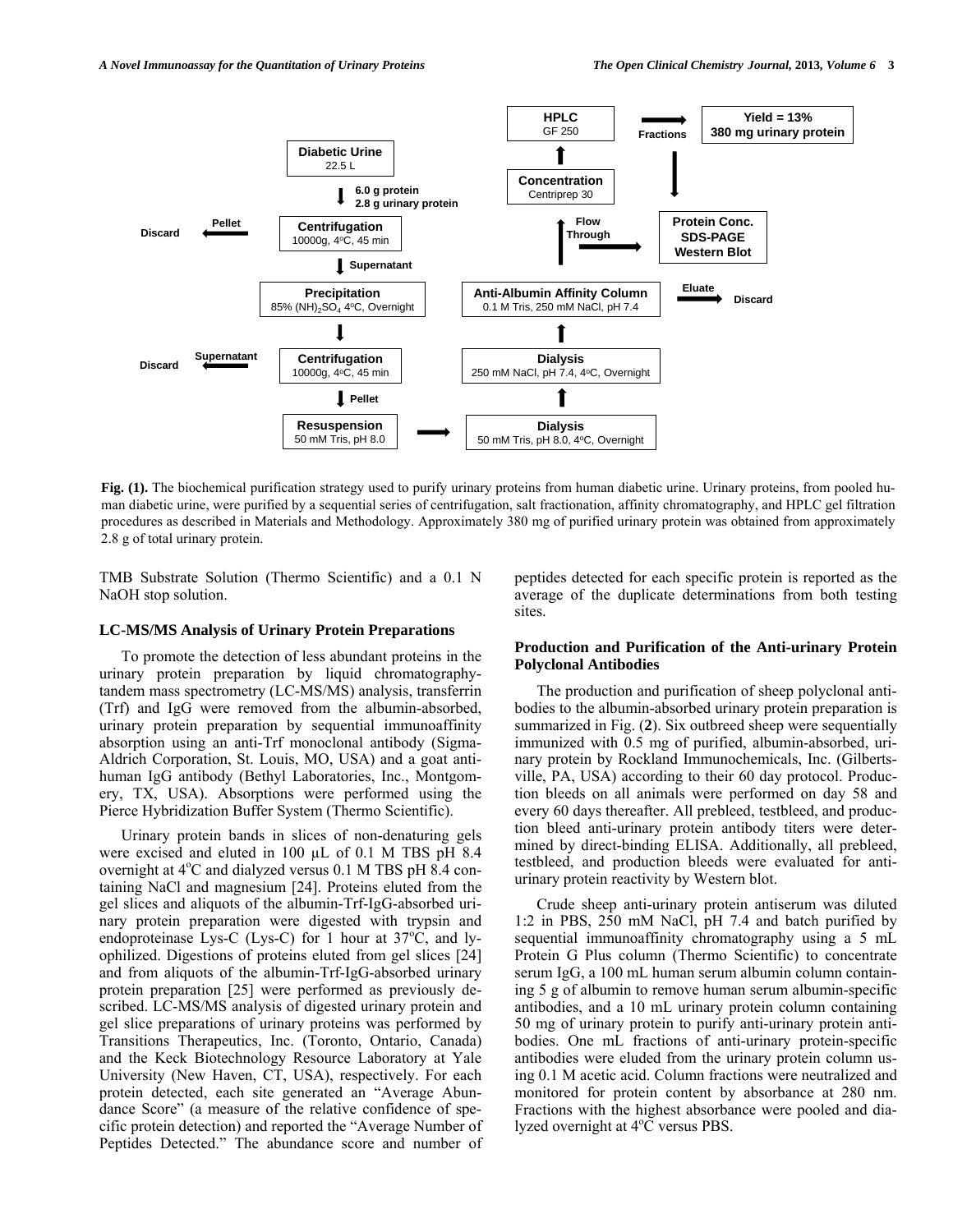Fig. (1). The biochemical purification strategy used to purify urinary proteins from human diabetic urine. Urinary proteins, from pooled human diabetic urine, were purified by a sequential series of centrifugation, salt fractionation, affinity chromatography, and HPLC gel filtration procedures as described in Materials and Methodology. Approximately 380 mg of purified urinary protein was obtained from approximately 2.8 g of total urinary protein.

TMB Substrate Solution (Thermo Scientific) and a 0.1 N NaOH stop solution.

### LC-MS/MS Analysis of Urinary Protein Preparations

To promote the detection of less abundant proteins in the urinary protein preparation by liquid chromatography-tandem mass spectrometry (LC-MS/MS) analysis, transferrin (Trf) and IgG were removed from the albumin-absorbed, urinary protein preparation by sequential immunoaffinity absorption using an anti-Trf monoclonal antibody (Sigma-Aldrich Corporation, St. Louis, MO, USA) and a goat anti-human IgG antibody (Bethyl Laboratories, Inc., Montgomery, TX, USA). Absorptions were performed using the Pierce Hybridization Buffer System (Thermo Scientific).

Urinary protein bands in slices of non-denaturing gels were excised and eluted in 100 µL of 0.1 M TBS pH 8.4 overnight at 4°C and dialyzed versus 0.1 M TBS pH 8.4 containing NaCl and magnesium [24]. Proteins eluted from the gel slices and aliquots of the albumin-Trf-IgG-absorbed urinary protein preparation were digested with trypsin and endoproteinase Lys-C (Lys-C) for 1 hour at 37°C, and lyophilized. Digestions of proteins eluted from gel slices [24] and from aliquots of the albumin-Trf-IgG-absorbed urinary protein preparation [25] were performed as previously described. LC-MS/MS analysis of digested urinary protein and gel slice preparations of urinary proteins was performed by Transitions Therapeutics, Inc. (Toronto, Ontario, Canada) and the Keck Biotechnology Resource Laboratory at Yale University (New Haven, CT, USA), respectively. For each protein detected, each site generated an "Average Abundance Score" (a measure of the relative confidence of specific protein detection) and reported the "Average Number of Peptides Detected." The abundance score and number of peptides detected for each specific protein is reported as the average of the duplicate determinations from both testing sites.

### Production and Purification of the Anti-urinary Protein Polyclonal Antibodies

The production and purification of sheep polyclonal antibodies to the albumin-absorbed urinary protein preparation is summarized in Fig. (**2**). Six outbreed sheep were sequentially immunized with 0.5 mg of purified, albumin-absorbed, urinary protein by Rockland Immunochemicals, Inc. (Gilbertsville, PA, USA) according to their 60 day protocol. Production bleeds on all animals were performed on day 58 and every 60 days thereafter. All prebleed, testbleed, and production bleed anti-urinary protein antibody titers were determined by direct-binding ELISA. Additionally, all prebleed, testbleed, and production bleeds were evaluated for anti-urinary protein reactivity by Western blot.

Crude sheep anti-urinary protein antiserum was diluted 1:2 in PBS, 250 mM NaCl, pH 7.4 and batch purified by sequential immunoaffinity chromatography using a 5 mL Protein G Plus column (Thermo Scientific) to concentrate serum IgG, a 100 mL human serum albumin column containing 5 g of albumin to remove human serum albumin-specific antibodies, and a 10 mL urinary protein column containing 50 mg of urinary protein to purify anti-urinary protein antibodies. One mL fractions of anti-urinary protein-specific antibodies were eluded from the urinary protein column using 0.1 M acetic acid. Column fractions were neutralized and monitored for protein content by absorbance at 280 nm. Fractions with the highest absorbance were pooled and dialyzed overnight at 4°C versus PBS.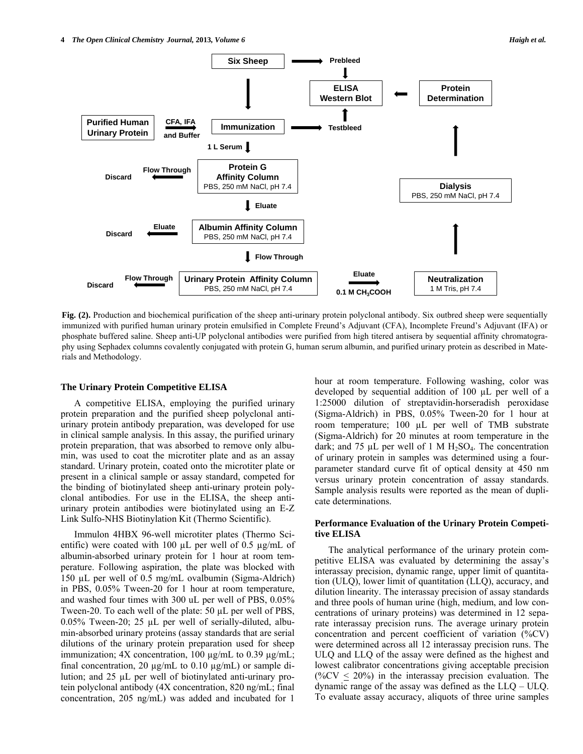**Fig. (2).** Production and biochemical purification of the sheep anti-urinary protein polyclonal antibody. Six outbred sheep were sequentially immunized with purified human urinary protein emulsified in Complete Freund's Adjuvant (CFA), Incomplete Freund's Adjuvant (IFA) or phosphate buffered saline. Sheep anti-UP polyclonal antibodies were purified from high titered antisera by sequential affinity chromatography using Sephadex columns covalently conjugated with protein G, human serum albumin, and purified urinary protein as described in Materials and Methodology.

### The Urinary Protein Competitive ELISA

A competitive ELISA, employing the purified urinary protein preparation and the purified sheep polyclonal anti-urinary protein antibody preparation, was developed for use in clinical sample analysis. In this assay, the purified urinary protein preparation, that was absorbed to remove only albumin, was used to coat the microtiter plate and as an assay standard. Urinary protein, coated onto the microtiter plate or present in a clinical sample or assay standard, competed for the binding of biotinylated sheep anti-urinary protein polyclonal antibodies. For use in the ELISA, the sheep anti-urinary protein antibodies were biotinylated using an E-Z Link Sulfo-NHS Biotinylation Kit (Thermo Scientific).

Immulon 4HBX 96-well microtiter plates (Thermo Scientific) were coated with 100 µL per well of 0.5 µg/mL of albumin-absorbed urinary protein for 1 hour at room temperature. Following aspiration, the plate was blocked with 150 µL per well of 0.5 mg/mL ovalbumin (Sigma-Aldrich) in PBS, 0.05% Tween-20 for 1 hour at room temperature, and washed four times with 300 uL per well of PBS, 0.05% Tween-20. To each well of the plate: 50 µL per well of PBS, 0.05% Tween-20; 25 µL per well of serially-diluted, albumin-absorbed urinary proteins (assay standards that are serial dilutions of the urinary protein preparation used for sheep immunization; 4X concentration, 100 µg/mL to 0.39 µg/mL; final concentration, 20 µg/mL to 0.10 µg/mL) or sample dilution; and 25 µL per well of biotinylated anti-urinary protein polyclonal antibody (4X concentration, 820 ng/mL; final concentration, 205 ng/mL) was added and incubated for 1 hour at room temperature. Following washing, color was developed by sequential addition of 100 µL per well of a 1:25000 dilution of streptavidin-horseradish peroxidase (Sigma-Aldrich) in PBS, 0.05% Tween-20 for 1 hour at room temperature; 100 µL per well of TMB substrate (Sigma-Aldrich) for 20 minutes at room temperature in the dark; and 75 µL per well of 1 M $H_2SO_4$. The concentration of urinary protein in samples was determined using a four-parameter standard curve fit of optical density at 450 nm versus urinary protein concentration of assay standards. Sample analysis results were reported as the mean of duplicate determinations.

### Performance Evaluation of the Urinary Protein Competitive ELISA

The analytical performance of the urinary protein competitive ELISA was evaluated by determining the assay's interassay precision, dynamic range, upper limit of quantitation (ULQ), lower limit of quantitation (LLQ), accuracy, and dilution linearity. The interassay precision of assay standards and three pools of human urine (high, medium, and low concentrations of urinary proteins) was determined in 12 separate interassay precision runs. The average urinary protein concentration and percent coefficient of variation (%CV) were determined across all 12 interassay precision runs. The ULQ and LLQ of the assay were defined as the highest and lowest calibrator concentrations giving acceptable precision (%CV $\leq$ 20%) in the interassay precision evaluation. The dynamic range of the assay was defined as the LLQ – ULQ. To evaluate assay accuracy, aliquots of three urine samples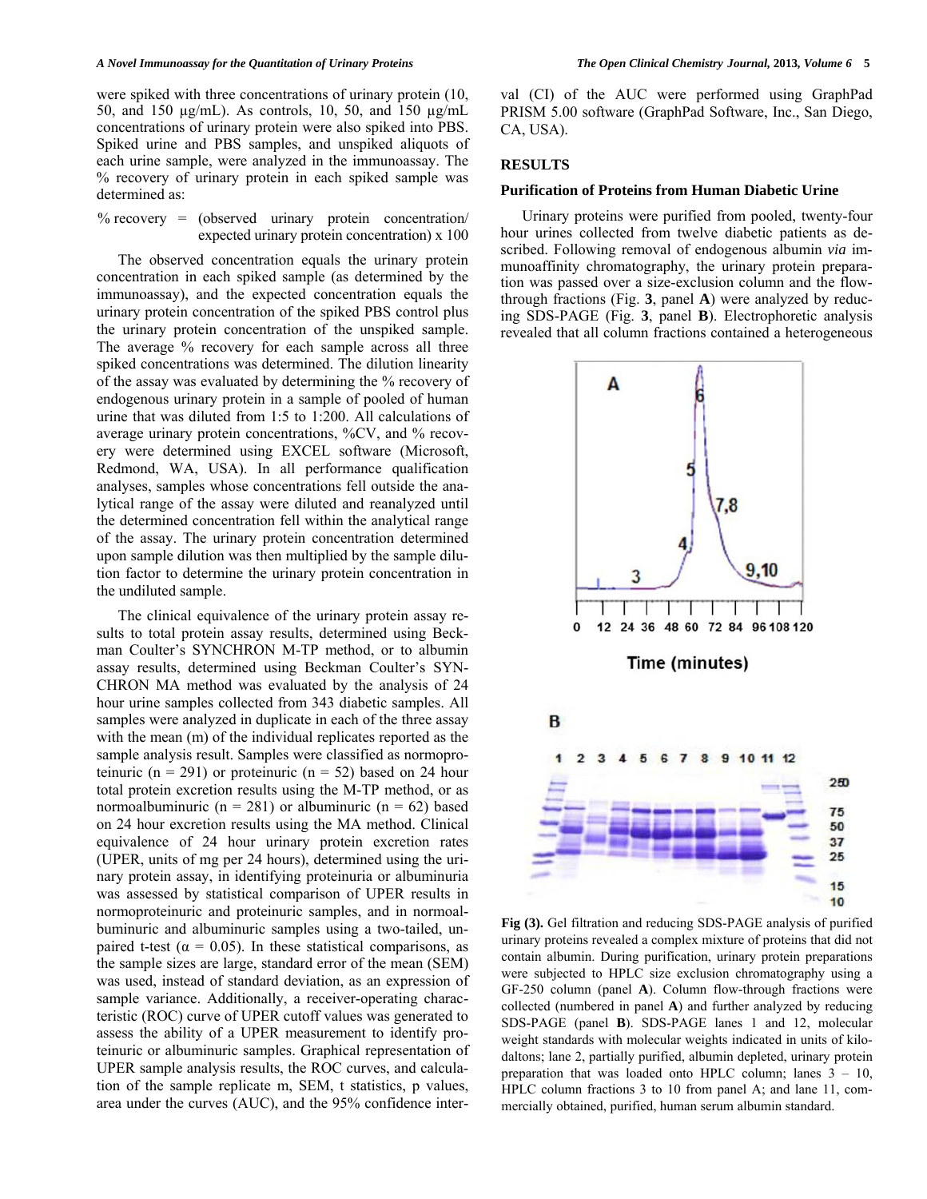were spiked with three concentrations of urinary protein (10, 50, and 150 µg/mL). As controls, 10, 50, and 150 µg/mL concentrations of urinary protein were also spiked into PBS. Spiked urine and PBS samples, and unspiked aliquots of each urine sample, were analyzed in the immunoassay. The % recovery of urinary protein in each spiked sample was determined as:

% recovery = (observed urinary protein concentration/ expected urinary protein concentration) x 100

The observed concentration equals the urinary protein concentration in each spiked sample (as determined by the immunoassay), and the expected concentration equals the urinary protein concentration of the spiked PBS control plus the urinary protein concentration of the unspiked sample. The average % recovery for each sample across all three spiked concentrations was determined. The dilution linearity of the assay was evaluated by determining the % recovery of endogenous urinary protein in a sample of pooled of human urine that was diluted from 1:5 to 1:200. All calculations of average urinary protein concentrations, %CV, and % recovery were determined using EXCEL software (Microsoft, Redmond, WA, USA). In all performance qualification analyses, samples whose concentrations fell outside the analytical range of the assay were diluted and reanalyzed until the determined concentration fell within the analytical range of the assay. The urinary protein concentration determined upon sample dilution was then multiplied by the sample dilution factor to determine the urinary protein concentration in the undiluted sample.

The clinical equivalence of the urinary protein assay results to total protein assay results, determined using Beckman Coulter's SYNCHRON M-TP method, or to albumin assay results, determined using Beckman Coulter's SYNCHRON MA method was evaluated by the analysis of 24 hour urine samples collected from 343 diabetic samples. All samples were analyzed in duplicate in each of the three assay with the mean (m) of the individual replicates reported as the sample analysis result. Samples were classified as normoproteinuric (n = 291) or proteinuric (n = 52) based on 24 hour total protein excretion results using the M-TP method, or as normoalbuminuric (n = 281) or albuminuric (n = 62) based on 24 hour excretion results using the MA method. Clinical equivalence of 24 hour urinary protein excretion rates (UPER, units of mg per 24 hours), determined using the urinary protein assay, in identifying proteinuria or albuminuria was assessed by statistical comparison of UPER results in normoproteinuric and proteinuric samples, and in normoalbuminuric and albuminuric samples using a two-tailed, unpaired t-test ($\alpha = 0.05$). In these statistical comparisons, as the sample sizes are large, standard error of the mean (SEM) was used, instead of standard deviation, as an expression of sample variance. Additionally, a receiver-operating characteristic (ROC) curve of UPER cutoff values was generated to assess the ability of a UPER measurement to identify proteinuric or albuminuric samples. Graphical representation of UPER sample analysis results, the ROC curves, and calculation of the sample replicate m, SEM, t statistics, p values, area under the curves (AUC), and the 95% confidence interval (CI) of the AUC were performed using GraphPad PRISM 5.00 software (GraphPad Software, Inc., San Diego, CA, USA).

## RESULTS

### Purification of Proteins from Human Diabetic Urine

Urinary proteins were purified from pooled, twenty-four hour urines collected from twelve diabetic patients as described. Following removal of endogenous albumin *via* immunoaffinity chromatography, the urinary protein preparation was passed over a size-exclusion column and the flow-through fractions (Fig. **3**, panel **A**) were analyzed by reducing SDS-PAGE (Fig. **3**, panel **B**). Electrophoretic analysis revealed that all column fractions contained a heterogeneous

**Fig (3).** Gel filtration and reducing SDS-PAGE analysis of purified urinary proteins revealed a complex mixture of proteins that did not contain albumin. During purification, urinary protein preparations were subjected to HPLC size exclusion chromatography using a GF-250 column (panel **A**). Column flow-through fractions were collected (numbered in panel **A**) and further analyzed by reducing SDS-PAGE (panel **B**). SDS-PAGE lanes 1 and 12, molecular weight standards with molecular weights indicated in units of kilodaltons; lane 2, partially purified, albumin depleted, urinary protein preparation that was loaded onto HPLC column; lanes 3 – 10, HPLC column fractions 3 to 10 from panel A; and lane 11, commercially obtained, purified, human serum albumin standard.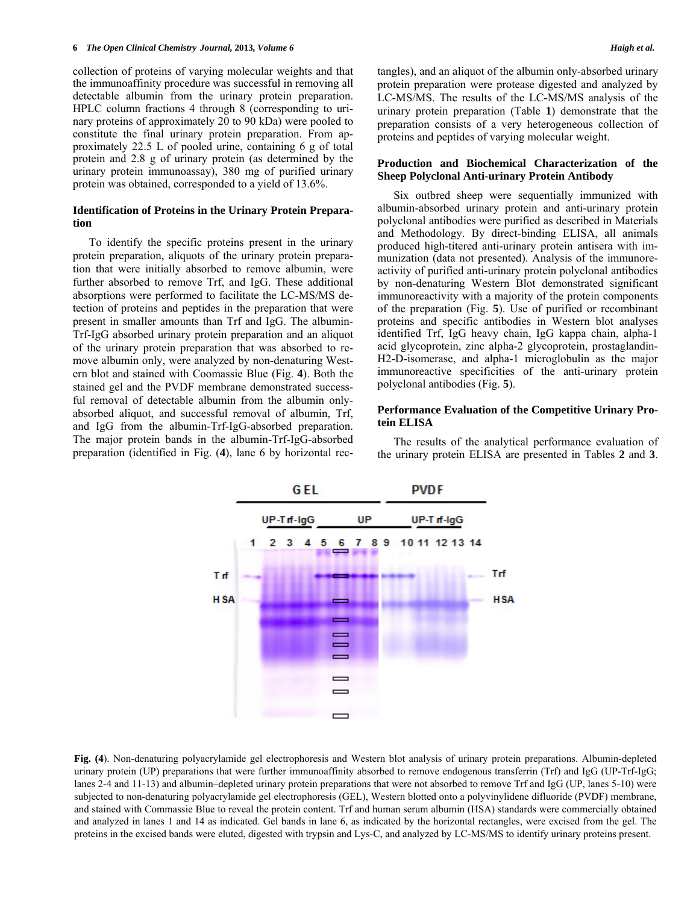collection of proteins of varying molecular weights and that the immunoaffinity procedure was successful in removing all detectable albumin from the urinary protein preparation. HPLC column fractions 4 through 8 (corresponding to urinary proteins of approximately 20 to 90 kDa) were pooled to constitute the final urinary protein preparation. From approximately 22.5 L of pooled urine, containing 6 g of total protein and 2.8 g of urinary protein (as determined by the urinary protein immunoassay), 380 mg of purified urinary protein was obtained, corresponded to a yield of 13.6%.

### Identification of Proteins in the Urinary Protein Preparation

To identify the specific proteins present in the urinary protein preparation, aliquots of the urinary protein preparation that were initially absorbed to remove albumin, were further absorbed to remove Trf, and IgG. These additional absorptions were performed to facilitate the LC-MS/MS detection of proteins and peptides in the preparation that were present in smaller amounts than Trf and IgG. The albumin-Trf-IgG absorbed urinary protein preparation and an aliquot of the urinary protein preparation that was absorbed to remove albumin only, were analyzed by non-denaturing Western blot and stained with Coomassie Blue (Fig. **4**). Both the stained gel and the PVDF membrane demonstrated successful removal of detectable albumin from the albumin only-absorbed aliquot, and successful removal of albumin, Trf, and IgG from the albumin-Trf-IgG-absorbed preparation. The major protein bands in the albumin-Trf-IgG-absorbed preparation (identified in Fig. (**4**), lane 6 by horizontal rectangles), and an aliquot of the albumin only-absorbed urinary protein preparation were protease digested and analyzed by LC-MS/MS. The results of the LC-MS/MS analysis of the urinary protein preparation (Table **1**) demonstrate that the preparation consists of a very heterogeneous collection of proteins and peptides of varying molecular weight.

### Production and Biochemical Characterization of the Sheep Polyclonal Anti-urinary Protein Antibody

Six outbred sheep were sequentially immunized with albumin-absorbed urinary protein and anti-urinary protein polyclonal antibodies were purified as described in Materials and Methodology. By direct-binding ELISA, all animals produced high-titered anti-urinary protein antisera with immunization (data not presented). Analysis of the immunoreactivity of purified anti-urinary protein polyclonal antibodies by non-denaturing Western Blot demonstrated significant immunoreactivity with a majority of the protein components of the preparation (Fig. **5**). Use of purified or recombinant proteins and specific antibodies in Western blot analyses identified Trf, IgG heavy chain, IgG kappa chain, alpha-1 acid glycoprotein, zinc alpha-2 glycoprotein, prostaglandin-H2-D-isomerase, and alpha-1 microglobulin as the major immunoreactive specificities of the anti-urinary protein polyclonal antibodies (Fig. **5**).

### Performance Evaluation of the Competitive Urinary Protein ELISA

The results of the analytical performance evaluation of the urinary protein ELISA are presented in Tables **2** and **3**.

**Fig. (4)**. Non-denaturing polyacrylamide gel electrophoresis and Western blot analysis of urinary protein preparations. Albumin-depleted urinary protein (UP) preparations that were further immunoaffinity absorbed to remove endogenous transferrin (Trf) and IgG (UP-Trf-IgG; lanes 2-4 and 11-13) and albumin–depleted urinary protein preparations that were not absorbed to remove Trf and IgG (UP, lanes 5-10) were subjected to non-denaturing polyacrylamide gel electrophoresis (GEL), Western blotted onto a polyvinylidene difluoride (PVDF) membrane, and stained with Commassie Blue to reveal the protein content. Trf and human serum albumin (HSA) standards were commercially obtained and analyzed in lanes 1 and 14 as indicated. Gel bands in lane 6, as indicated by the horizontal rectangles, were excised from the gel. The proteins in the excised bands were eluted, digested with trypsin and Lys-C, and analyzed by LC-MS/MS to identify urinary proteins present.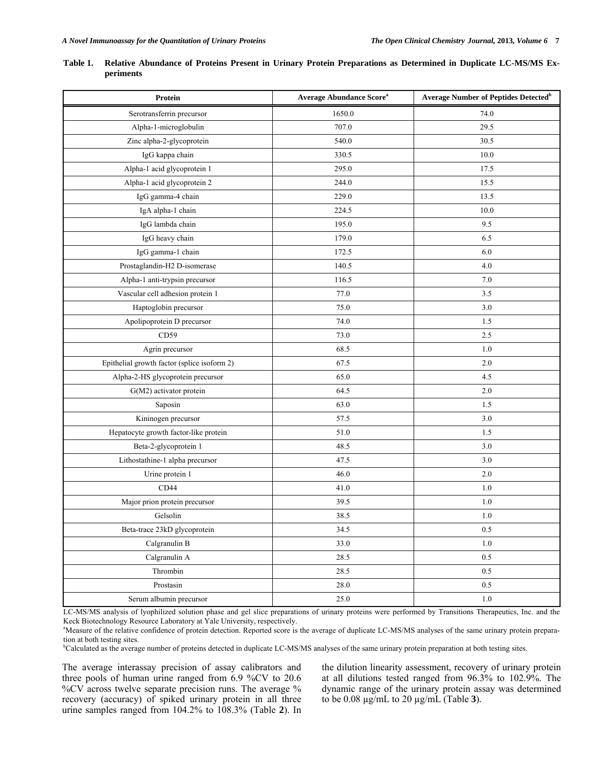**Table 1. Relative Abundance of Proteins Present in Urinary Protein Preparations as Determined in Duplicate LC-MS/MS Experiments**

| Protein | Average Abundance Score[a] | Average Number of Peptides Detected[b] |
|---|---|---|
| Serotransferrin precursor | 1650.0 | 74.0 |
| Alpha-1-microglobulin | 707.0 | 29.5 |
| Zinc alpha-2-glycoprotein | 540.0 | 30.5 |
| IgG kappa chain | 330.5 | 10.0 |
| Alpha-1 acid glycoprotein 1 | 295.0 | 17.5 |
| Alpha-1 acid glycoprotein 2 | 244.0 | 15.5 |
| IgG gamma-4 chain | 229.0 | 13.5 |
| IgA alpha-1 chain | 224.5 | 10.0 |
| IgG lambda chain | 195.0 | 9.5 |
| IgG heavy chain | 179.0 | 6.5 |
| IgG gamma-1 chain | 172.5 | 6.0 |
| Prostaglandin-H2 D-isomerase | 140.5 | 4.0 |
| Alpha-1 anti-trypsin precursor | 116.5 | 7.0 |
| Vascular cell adhesion protein 1 | 77.0 | 3.5 |
| Haptoglobin precursor | 75.0 | 3.0 |
| Apolipoprotein D precursor | 74.0 | 1.5 |
| CD59 | 73.0 | 2.5 |
| Agrin precursor | 68.5 | 1.0 |
| Epithelial growth factor (splice isoform 2) | 67.5 | 2.0 |
| Alpha-2-HS glycoprotein precursor | 65.0 | 4.5 |
| G(M2) activator protein | 64.5 | 2.0 |
| Saposin | 63.0 | 1.5 |
| Kininogen precursor | 57.5 | 3.0 |
| Hepatocyte growth factor-like protein | 51.0 | 1.5 |
| Beta-2-glycoprotein 1 | 48.5 | 3.0 |
| Lithostathine-1 alpha precursor | 47.5 | 3.0 |
| Urine protein 1 | 46.0 | 2.0 |
| CD44 | 41.0 | 1.0 |
| Major prion protein precursor | 39.5 | 1.0 |
| Gelsolin | 38.5 | 1.0 |
| Beta-trace 23kD glycoprotein | 34.5 | 0.5 |
| Calgranulin B | 33.0 | 1.0 |
| Calgranulin A | 28.5 | 0.5 |
| Thrombin | 28.5 | 0.5 |
| Prostasin | 28.0 | 0.5 |
| Serum albumin precursor | 25.0 | 1.0 |

LC-MS/MS analysis of lyophilized solution phase and gel slice preparations of urinary proteins were performed by Transitions Therapeutics, Inc. and the Keck Biotechnology Resource Laboratory at Yale University, respectively.

[a]Measure of the relative confidence of protein detection. Reported score is the average of duplicate LC-MS/MS analyses of the same urinary protein preparation at both testing sites.

[b]Calculated as the average number of proteins detected in duplicate LC-MS/MS analyses of the same urinary protein preparation at both testing sites.

The average interassay precision of assay calibrators and three pools of human urine ranged from 6.9 %CV to 20.6 %CV across twelve separate precision runs. The average % recovery (accuracy) of spiked urinary protein in all three urine samples ranged from 104.2% to 108.3% (Table **2**). In the dilution linearity assessment, recovery of urinary protein at all dilutions tested ranged from 96.3% to 102.9%. The dynamic range of the urinary protein assay was determined to be 0.08 μg/mL to 20 μg/mL (Table **3**).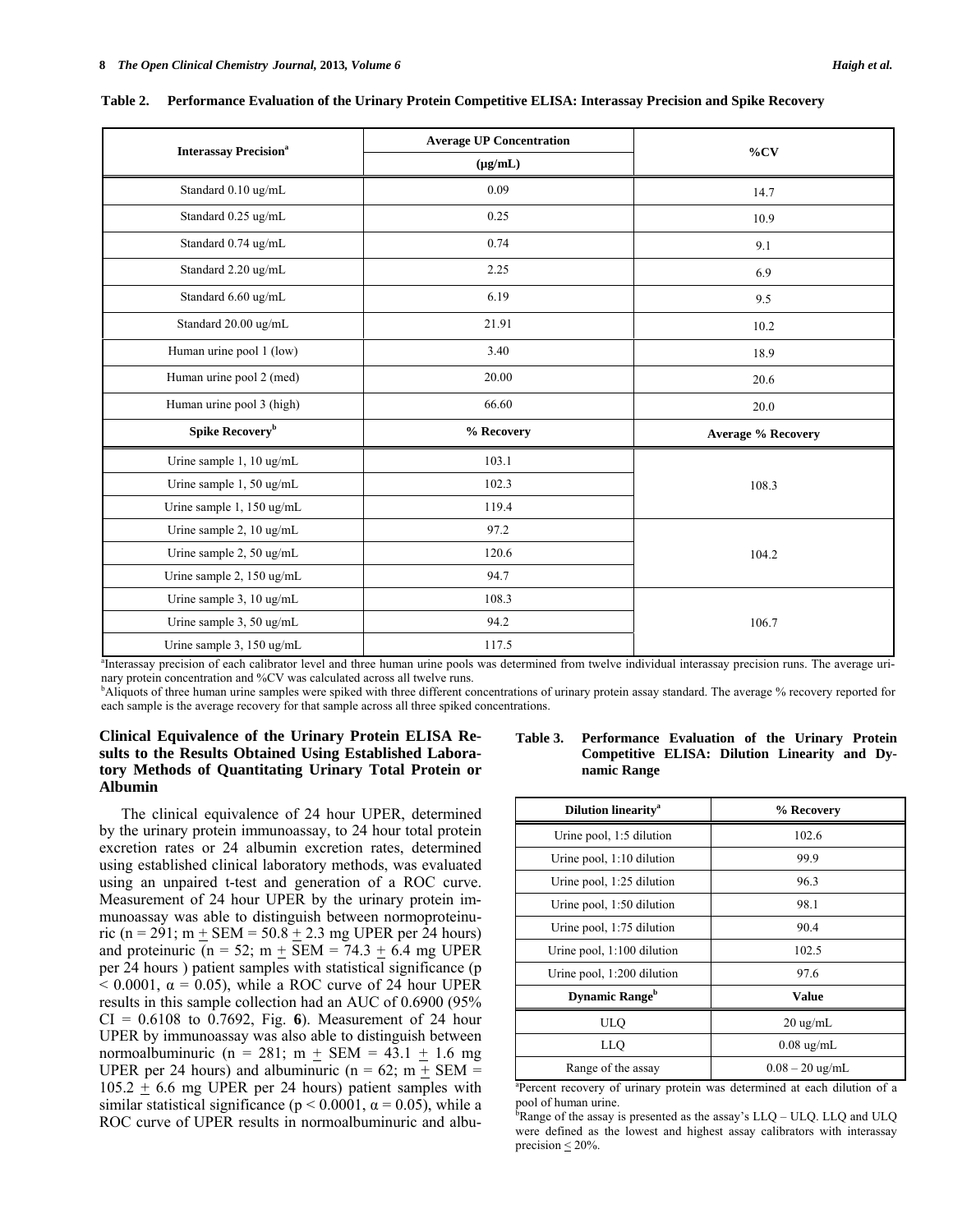**Table 2. Performance Evaluation of the Urinary Protein Competitive ELISA: Interassay Precision and Spike Recovery**

| Interassay Precision[a] | Average UP Concentration (µg/mL) | %CV |
|---|---|---|
| Standard 0.10 ug/mL | 0.09 | 14.7 |
| Standard 0.25 ug/mL | 0.25 | 10.9 |
| Standard 0.74 ug/mL | 0.74 | 9.1 |
| Standard 2.20 ug/mL | 2.25 | 6.9 |
| Standard 6.60 ug/mL | 6.19 | 9.5 |
| Standard 20.00 ug/mL | 21.91 | 10.2 |
| Human urine pool 1 (low) | 3.40 | 18.9 |
| Human urine pool 2 (med) | 20.00 | 20.6 |
| Human urine pool 3 (high) | 66.60 | 20.0 |
| **Spike Recovery[b]** | **% Recovery** | **Average % Recovery** |
| Urine sample 1, 10 ug/mL | 103.1 | 108.3 |
| Urine sample 1, 50 ug/mL | 102.3 | |
| Urine sample 1, 150 ug/mL | 119.4 | |
| Urine sample 2, 10 ug/mL | 97.2 | 104.2 |
| Urine sample 2, 50 ug/mL | 120.6 | |
| Urine sample 2, 150 ug/mL | 94.7 | |
| Urine sample 3, 10 ug/mL | 108.3 | 106.7 |
| Urine sample 3, 50 ug/mL | 94.2 | |
| Urine sample 3, 150 ug/mL | 117.5 | |

[a]Interassay precision of each calibrator level and three human urine pools was determined from twelve individual interassay precision runs. The average urinary protein concentration and %CV was calculated across all twelve runs.
[b]Aliquots of three human urine samples were spiked with three different concentrations of urinary protein assay standard. The average % recovery reported for each sample is the average recovery for that sample across all three spiked concentrations.

### Clinical Equivalence of the Urinary Protein ELISA Results to the Results Obtained Using Established Laboratory Methods of Quantitating Urinary Total Protein or Albumin

The clinical equivalence of 24 hour UPER, determined by the urinary protein immunoassay, to 24 hour total protein excretion rates or 24 albumin excretion rates, determined using established clinical laboratory methods, was evaluated using an unpaired t-test and generation of a ROC curve. Measurement of 24 hour UPER by the urinary protein immunoassay was able to distinguish between normoproteinuric ($n = 291$; $m \pm SEM = 50.8 \pm 2.3$ mg UPER per 24 hours) and proteinuric ($n = 52$; $m \pm SEM = 74.3 \pm 6.4$ mg UPER per 24 hours ) patient samples with statistical significance ($p < 0.0001$, $\alpha = 0.05$), while a ROC curve of 24 hour UPER results in this sample collection had an AUC of 0.6900 (95% CI = 0.6108 to 0.7692, Fig. **6**). Measurement of 24 hour UPER by immunoassay was also able to distinguish between normoalbuminuric ($n = 281$; $m \pm SEM = 43.1 \pm 1.6$ mg UPER per 24 hours) and albuminuric ($n = 62$; $m \pm SEM = 105.2 \pm 6.6$ mg UPER per 24 hours) patient samples with similar statistical significance ($p < 0.0001$, $\alpha = 0.05$), while a ROC curve of UPER results in normoalbuminuric and albu-

**Table 3. Performance Evaluation of the Urinary Protein Competitive ELISA: Dilution Linearity and Dynamic Range**

| Dilution linearity[a] | % Recovery |
|---|---|
| Urine pool, 1:5 dilution | 102.6 |
| Urine pool, 1:10 dilution | 99.9 |
| Urine pool, 1:25 dilution | 96.3 |
| Urine pool, 1:50 dilution | 98.1 |
| Urine pool, 1:75 dilution | 90.4 |
| Urine pool, 1:100 dilution | 102.5 |
| Urine pool, 1:200 dilution | 97.6 |
| **Dynamic Range[b]** | **Value** |
| ULQ | 20 ug/mL |
| LLQ | 0.08 ug/mL |
| Range of the assay | 0.08 – 20 ug/mL |

[a]Percent recovery of urinary protein was determined at each dilution of a pool of human urine.
[b]Range of the assay is presented as the assay's LLQ – ULQ. LLQ and ULQ were defined as the lowest and highest assay calibrators with interassay precision ≤ 20%.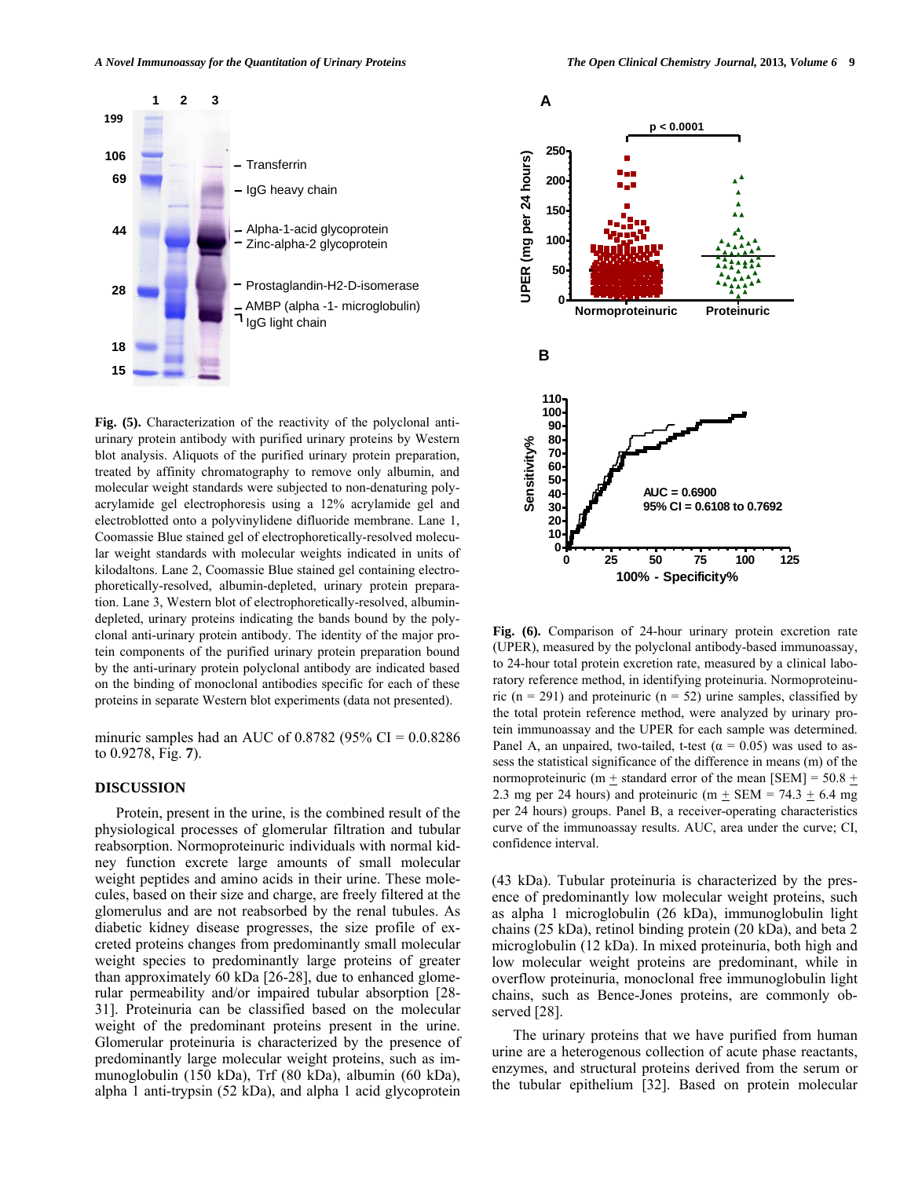Fig. (5). Characterization of the reactivity of the polyclonal anti-urinary protein antibody with purified urinary proteins by Western blot analysis. Aliquots of the purified urinary protein preparation, treated by affinity chromatography to remove only albumin, and molecular weight standards were subjected to non-denaturing polyacrylamide gel electrophoresis using a 12% acrylamide gel and electroblotted onto a polyvinylidene difluoride membrane. Lane 1, Coomassie Blue stained gel of electrophoretically-resolved molecular weight standards with molecular weights indicated in units of kilodaltons. Lane 2, Coomassie Blue stained gel containing electrophoretically-resolved, albumin-depleted, urinary protein preparation. Lane 3, Western blot of electrophoretically-resolved, albumin-depleted, urinary proteins indicating the bands bound by the polyclonal anti-urinary protein antibody. The identity of the major protein components of the purified urinary protein preparation bound by the anti-urinary protein polyclonal antibody are indicated based on the binding of monoclonal antibodies specific for each of these proteins in separate Western blot experiments (data not presented).

Fig. (6). Comparison of 24-hour urinary protein excretion rate (UPER), measured by the polyclonal antibody-based immunoassay, to 24-hour total protein excretion rate, measured by a clinical laboratory reference method, in identifying proteinuria. Normoproteinuric (n = 291) and proteinuric (n = 52) urine samples, classified by the total protein reference method, were analyzed by urinary protein immunoassay and the UPER for each sample was determined. Panel A, an unpaired, two-tailed, t-test ($\alpha$ = 0.05) was used to assess the statistical significance of the difference in means (m) of the normoproteinuric (m $\pm$ standard error of the mean [SEM] = 50.8 $\pm$ 2.3 mg per 24 hours) and proteinuric (m $\pm$ SEM = 74.3 $\pm$ 6.4 mg per 24 hours) groups. Panel B, a receiver-operating characteristics curve of the immunoassay results. AUC, area under the curve; CI, confidence interval.

minuric samples had an AUC of 0.8782 (95% CI = 0.0.8286 to 0.9278, Fig. **7**).

## DISCUSSION

Protein, present in the urine, is the combined result of the physiological processes of glomerular filtration and tubular reabsorption. Normoproteinuric individuals with normal kidney function excrete large amounts of small molecular weight peptides and amino acids in their urine. These molecules, based on their size and charge, are freely filtered at the glomerulus and are not reabsorbed by the renal tubules. As diabetic kidney disease progresses, the size profile of excreted proteins changes from predominantly small molecular weight species to predominantly large proteins of greater than approximately 60 kDa [26-28], due to enhanced glomerular permeability and/or impaired tubular absorption [28-31]. Proteinuria can be classified based on the molecular weight of the predominant proteins present in the urine. Glomerular proteinuria is characterized by the presence of predominantly large molecular weight proteins, such as immunoglobulin (150 kDa), Trf (80 kDa), albumin (60 kDa), alpha 1 anti-trypsin (52 kDa), and alpha 1 acid glycoprotein (43 kDa). Tubular proteinuria is characterized by the presence of predominantly low molecular weight proteins, such as alpha 1 microglobulin (26 kDa), immunoglobulin light chains (25 kDa), retinol binding protein (20 kDa), and beta 2 microglobulin (12 kDa). In mixed proteinuria, both high and low molecular weight proteins are predominant, while in overflow proteinuria, monoclonal free immunoglobulin light chains, such as Bence-Jones proteins, are commonly observed [28].

The urinary proteins that we have purified from human urine are a heterogenous collection of acute phase reactants, enzymes, and structural proteins derived from the serum or the tubular epithelium [32]. Based on protein molecular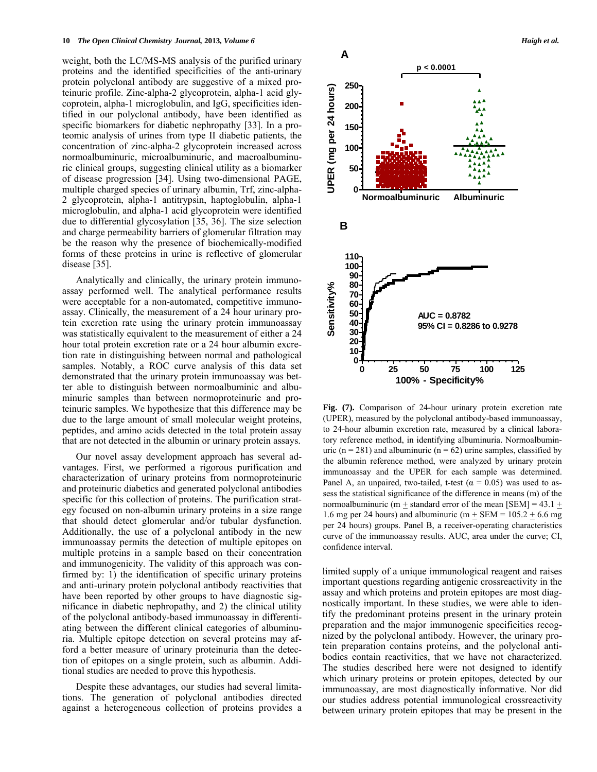weight, both the LC/MS-MS analysis of the purified urinary proteins and the identified specificities of the anti-urinary protein polyclonal antibody are suggestive of a mixed proteinuric profile. Zinc-alpha-2 glycoprotein, alpha-1 acid glycoprotein, alpha-1 microglobulin, and IgG, specificities identified in our polyclonal antibody, have been identified as specific biomarkers for diabetic nephropathy [33]. In a proteomic analysis of urines from type II diabetic patients, the concentration of zinc-alpha-2 glycoprotein increased across normoalbuminuric, microalbuminuric, and macroalbuminuric clinical groups, suggesting clinical utility as a biomarker of disease progression [34]. Using two-dimensional PAGE, multiple charged species of urinary albumin, Trf, zinc-alpha-2 glycoprotein, alpha-1 antitrypsin, haptoglobulin, alpha-1 microglobulin, and alpha-1 acid glycoprotein were identified due to differential glycosylation [35, 36]. The size selection and charge permeability barriers of glomerular filtration may be the reason why the presence of biochemically-modified forms of these proteins in urine is reflective of glomerular disease [35].

Analytically and clinically, the urinary protein immunoassay performed well. The analytical performance results were acceptable for a non-automated, competitive immunoassay. Clinically, the measurement of a 24 hour urinary protein excretion rate using the urinary protein immunoassay was statistically equivalent to the measurement of either a 24 hour total protein excretion rate or a 24 hour albumin excretion rate in distinguishing between normal and pathological samples. Notably, a ROC curve analysis of this data set demonstrated that the urinary protein immunoassay was better able to distinguish between normoalbuminic and albuminuric samples than between normoproteinuric and proteinuric samples. We hypothesize that this difference may be due to the large amount of small molecular weight proteins, peptides, and amino acids detected in the total protein assay that are not detected in the albumin or urinary protein assays.

Our novel assay development approach has several advantages. First, we performed a rigorous purification and characterization of urinary proteins from normoproteinuric and proteinuric diabetics and generated polyclonal antibodies specific for this collection of proteins. The purification strategy focused on non-albumin urinary proteins in a size range that should detect glomerular and/or tubular dysfunction. Additionally, the use of a polyclonal antibody in the new immunoassay permits the detection of multiple epitopes on multiple proteins in a sample based on their concentration and immunogenicity. The validity of this approach was confirmed by: 1) the identification of specific urinary proteins and anti-urinary protein polyclonal antibody reactivities that have been reported by other groups to have diagnostic significance in diabetic nephropathy, and 2) the clinical utility of the polyclonal antibody-based immunoassay in differentiating between the different clinical categories of albuminuria. Multiple epitope detection on several proteins may afford a better measure of urinary proteinuria than the detection of epitopes on a single protein, such as albumin. Additional studies are needed to prove this hypothesis.

Despite these advantages, our studies had several limitations. The generation of polyclonal antibodies directed against a heterogeneous collection of proteins provides a limited supply of a unique immunological reagent and raises important questions regarding antigenic crossreactivity in the assay and which proteins and protein epitopes are most diagnostically important. In these studies, we were able to identify the predominant proteins present in the urinary protein preparation and the major immunogenic specificities recognized by the polyclonal antibody. However, the urinary protein preparation contains proteins, and the polyclonal antibodies contain reactivities, that we have not characterized. The studies described here were not designed to identify which urinary proteins or protein epitopes, detected by our immunoassay, are most diagnostically informative. Nor did our studies address potential immunological crossreactivity between urinary protein epitopes that may be present in the

**Fig. (7).** Comparison of 24-hour urinary protein excretion rate (UPER), measured by the polyclonal antibody-based immunoassay, to 24-hour albumin excretion rate, measured by a clinical laboratory reference method, in identifying albuminuria. Normoalbuminuric ($n = 281$) and albuminuric ($n = 62$) urine samples, classified by the albumin reference method, were analyzed by urinary protein immunoassay and the UPER for each sample was determined. Panel A, an unpaired, two-tailed, t-test ($\alpha = 0.05$) was used to assess the statistical significance of the difference in means (m) of the normoalbuminuric (m $\pm$ standard error of the mean [SEM] = 43.1 $\pm$ 1.6 mg per 24 hours) and albuminuric (m $\pm$ SEM = 105.2 $\pm$ 6.6 mg per 24 hours) groups. Panel B, a receiver-operating characteristics curve of the immunoassay results. AUC, area under the curve; CI, confidence interval.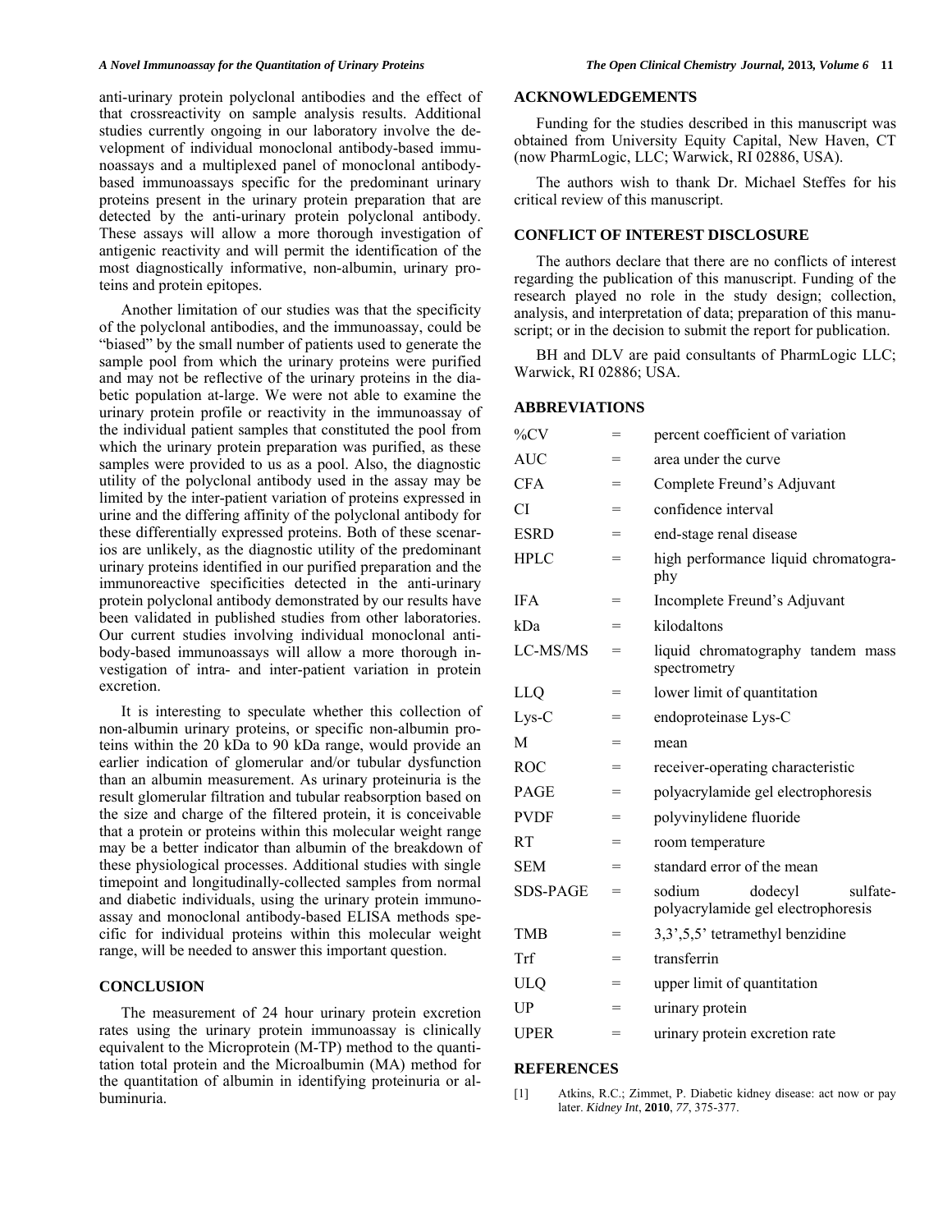anti-urinary protein polyclonal antibodies and the effect of that crossreactivity on sample analysis results. Additional studies currently ongoing in our laboratory involve the development of individual monoclonal antibody-based immunoassays and a multiplexed panel of monoclonal antibody-based immunoassays specific for the predominant urinary proteins present in the urinary protein preparation that are detected by the anti-urinary protein polyclonal antibody. These assays will allow a more thorough investigation of antigenic reactivity and will permit the identification of the most diagnostically informative, non-albumin, urinary proteins and protein epitopes.

Another limitation of our studies was that the specificity of the polyclonal antibodies, and the immunoassay, could be "biased" by the small number of patients used to generate the sample pool from which the urinary proteins were purified and may not be reflective of the urinary proteins in the diabetic population at-large. We were not able to examine the urinary protein profile or reactivity in the immunoassay of the individual patient samples that constituted the pool from which the urinary protein preparation was purified, as these samples were provided to us as a pool. Also, the diagnostic utility of the polyclonal antibody used in the assay may be limited by the inter-patient variation of proteins expressed in urine and the differing affinity of the polyclonal antibody for these differentially expressed proteins. Both of these scenarios are unlikely, as the diagnostic utility of the predominant urinary proteins identified in our purified preparation and the immunoreactive specificities detected in the anti-urinary protein polyclonal antibody demonstrated by our results have been validated in published studies from other laboratories. Our current studies involving individual monoclonal antibody-based immunoassays will allow a more thorough investigation of intra- and inter-patient variation in protein excretion.

It is interesting to speculate whether this collection of non-albumin urinary proteins, or specific non-albumin proteins within the 20 kDa to 90 kDa range, would provide an earlier indication of glomerular and/or tubular dysfunction than an albumin measurement. As urinary proteinuria is the result glomerular filtration and tubular reabsorption based on the size and charge of the filtered protein, it is conceivable that a protein or proteins within this molecular weight range may be a better indicator than albumin of the breakdown of these physiological processes. Additional studies with single timepoint and longitudinally-collected samples from normal and diabetic individuals, using the urinary protein immunoassay and monoclonal antibody-based ELISA methods specific for individual proteins within this molecular weight range, will be needed to answer this important question.

## CONCLUSION

The measurement of 24 hour urinary protein excretion rates using the urinary protein immunoassay is clinically equivalent to the Microprotein (M-TP) method to the quantitation total protein and the Microalbumin (MA) method for the quantitation of albumin in identifying proteinuria or albuminuria.

## ACKNOWLEDGEMENTS

Funding for the studies described in this manuscript was obtained from University Equity Capital, New Haven, CT (now PharmLogic, LLC; Warwick, RI 02886, USA).

The authors wish to thank Dr. Michael Steffes for his critical review of this manuscript.

## CONFLICT OF INTEREST DISCLOSURE

The authors declare that there are no conflicts of interest regarding the publication of this manuscript. Funding of the research played no role in the study design; collection, analysis, and interpretation of data; preparation of this manuscript; or in the decision to submit the report for publication.

BH and DLV are paid consultants of PharmLogic LLC; Warwick, RI 02886; USA.

## ABBREVIATIONS

| | | |
|---|---|---|
| %CV | = | percent coefficient of variation |
| AUC | = | area under the curve |
| CFA | = | Complete Freund's Adjuvant |
| CI | = | confidence interval |
| ESRD | = | end-stage renal disease |
| HPLC | = | high performance liquid chromatography |
| IFA | = | Incomplete Freund's Adjuvant |
| kDa | = | kilodaltons |
| LC-MS/MS | = | liquid chromatography tandem mass spectrometry |
| LLQ | = | lower limit of quantitation |
| Lys-C | = | endoproteinase Lys-C |
| M | = | mean |
| ROC | = | receiver-operating characteristic |
| PAGE | = | polyacrylamide gel electrophoresis |
| PVDF | = | polyvinylidene fluoride |
| RT | = | room temperature |
| SEM | = | standard error of the mean |
| SDS-PAGE | = | sodium dodecyl sulfate-polyacrylamide gel electrophoresis |
| TMB | = | 3,3',5,5' tetramethyl benzidine |
| Trf | = | transferrin |
| ULQ | = | upper limit of quantitation |
| UP | = | urinary protein |
| UPER | = | urinary protein excretion rate |

## REFERENCES

[1] Atkins, R.C.; Zimmet, P. Diabetic kidney disease: act now or pay later. *Kidney Int*, **2010**, *77*, 375-377.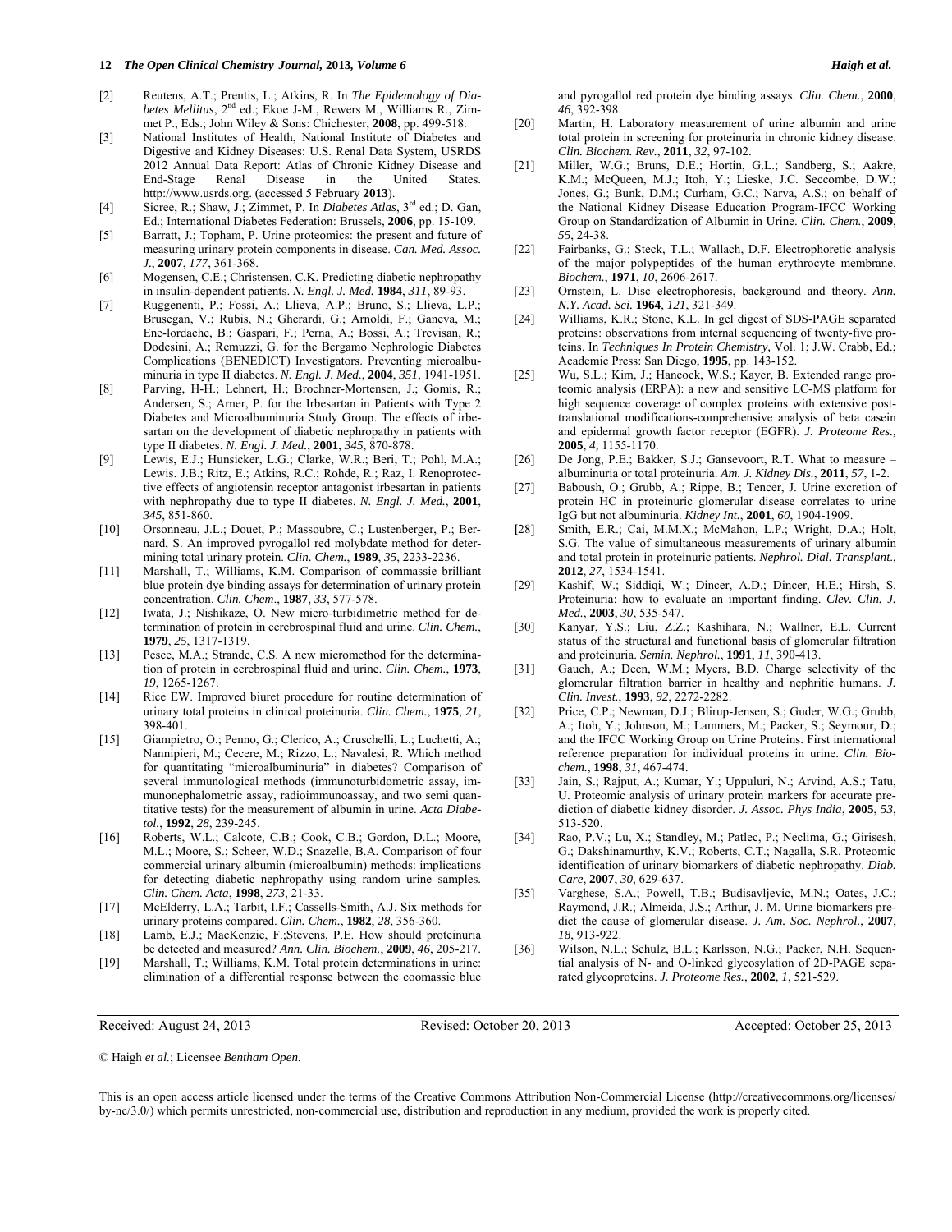[2] Reutens, A.T.; Prentis, L.; Atkins, R. In *The Epidemiology of Diabetes Mellitus*, 2nd ed.; Ekoe J-M., Rewers M., Williams R., Zimmet P., Eds.; John Wiley & Sons: Chichester, **2008**, pp. 499-518.

[3] National Institutes of Health, National Institute of Diabetes and Digestive and Kidney Diseases: U.S. Renal Data System, USRDS 2012 Annual Data Report: Atlas of Chronic Kidney Disease and End-Stage Renal Disease in the United States. http://www.usrds.org. (accessed 5 February **2013**).

[4] Sicree, R.; Shaw, J.; Zimmet, P. In *Diabetes Atlas*, 3rd ed.; D. Gan, Ed.; International Diabetes Federation: Brussels, **2006**, pp. 15-109.

[5] Barratt, J.; Topham, P. Urine proteomics: the present and future of measuring urinary protein components in disease. *Can. Med. Assoc. J.*, **2007**, *177*, 361-368.

[6] Mogensen, C.E.; Christensen, C.K. Predicting diabetic nephropathy in insulin-dependent patients. *N. Engl. J. Med.* **1984**, *311*, 89-93.

[7] Ruggenenti, P.; Fossi, A.; Llieva, A.P.; Bruno, S.; Llieva, L.P.; Brusegan, V.; Rubis, N.; Gherardi, G.; Arnoldi, F.; Ganeva, M.; Ene-lordache, B.; Gaspari, F.; Perna, A.; Bossi, A.; Trevisan, R.; Dodesini, A.; Remuzzi, G. for the Bergamo Nephrologic Diabetes Complications (BENEDICT) Investigators. Preventing microalbuminuria in type II diabetes. *N. Engl. J. Med.*, **2004**, *351*, 1941-1951.

[8] Parving, H-H.; Lehnert, H.; Brochner-Mortensen, J.; Gomis, R.; Andersen, S.; Arner, P. for the Irbesartan in Patients with Type 2 Diabetes and Microalbuminuria Study Group. The effects of irbesartan on the development of diabetic nephropathy in patients with type II diabetes. *N. Engl. J. Med.*, **2001**, *345*, 870-878.

[9] Lewis, E.J.; Hunsicker, L.G.; Clarke, W.R.; Beri, T.; Pohl, M.A.; Lewis. J.B.; Ritz, E.; Atkins, R.C.; Rohde, R.; Raz, I. Renoprotective effects of angiotensin receptor antagonist irbesartan in patients with nephropathy due to type II diabetes. *N. Engl. J. Med.*, **2001**, *345*, 851-860.

[10] Orsonneau, J.L.; Douet, P.; Massoubre, C.; Lustenberger, P.; Bernard, S. An improved pyrogallol red molybdate method for determining total urinary protein. *Clin. Chem.*, **1989**, *35*, 2233-2236.

[11] Marshall, T.; Williams, K.M. Comparison of commassie brilliant blue protein dye binding assays for determination of urinary protein concentration. *Clin. Chem*., **1987**, *33*, 577-578.

[12] Iwata, J.; Nishikaze, O. New micro-turbidimetric method for determination of protein in cerebrospinal fluid and urine. *Clin. Chem.*, **1979**, *25*, 1317-1319.

[13] Pesce, M.A.; Strande, C.S. A new micromethod for the determination of protein in cerebrospinal fluid and urine. *Clin. Chem.*, **1973**, *19*, 1265-1267.

[14] Rice EW. Improved biuret procedure for routine determination of urinary total proteins in clinical proteinuria. *Clin. Chem.*, **1975**, *21*, 398-401.

[15] Giampietro, O.; Penno, G.; Clerico, A.; Cruschelli, L.; Luchetti, A.; Nannipieri, M.; Cecere, M.; Rizzo, L.; Navalesi, R. Which method for quantitating "microalbuminuria" in diabetes? Comparison of several immunological methods (immunoturbidometric assay, immunonephalometric assay, radioimmunoassay, and two semi quantitative tests) for the measurement of albumin in urine. *Acta Diabetol.*, **1992**, *28*, 239-245.

[16] Roberts, W.L.; Calcote, C.B.; Cook, C.B.; Gordon, D.L.; Moore, M.L.; Moore, S.; Scheer, W.D.; Snazelle, B.A. Comparison of four commercial urinary albumin (microalbumin) methods: implications for detecting diabetic nephropathy using random urine samples. *Clin. Chem. Acta*, **1998**, *273*, 21-33.

[17] McElderry, L.A.; Tarbit, I.F.; Cassells-Smith, A.J. Six methods for urinary proteins compared. *Clin. Chem.*, **1982**, *28*, 356-360.

[18] Lamb, E.J.; MacKenzie, F.;Stevens, P.E. How should proteinuria be detected and measured? *Ann. Clin. Biochem.*, **2009**, *46*, 205-217.

[19] Marshall, T.; Williams, K.M. Total protein determinations in urine: elimination of a differential response between the coomassie blue and pyrogallol red protein dye binding assays. *Clin. Chem.*, **2000**, *46*, 392-398.

[20] Martin, H. Laboratory measurement of urine albumin and urine total protein in screening for proteinuria in chronic kidney disease. *Clin. Biochem. Rev.*, **2011**, *32*, 97-102.

[21] Miller, W.G.; Bruns, D.E.; Hortin, G.L.; Sandberg, S.; Aakre, K.M.; McQueen, M.J.; Itoh, Y.; Lieske, J.C. Seccombe, D.W.; Jones, G.; Bunk, D.M.; Curham, G.C.; Narva, A.S.; on behalf of the National Kidney Disease Education Program-IFCC Working Group on Standardization of Albumin in Urine. *Clin. Chem.*, **2009**, *55*, 24-38.

[22] Fairbanks, G.; Steck, T.L.; Wallach, D.F. Electrophoretic analysis of the major polypeptides of the human erythrocyte membrane. *Biochem.*, **1971**, *10*, 2606-2617.

[23] Ornstein, L. Disc electrophoresis, background and theory. *Ann. N.Y. Acad. Sci.* **1964**, *121*, 321-349.

[24] Williams, K.R.; Stone, K.L. In gel digest of SDS-PAGE separated proteins: observations from internal sequencing of twenty-five proteins. In *Techniques In Protein Chemistry,* Vol. 1; J.W. Crabb, Ed.; Academic Press: San Diego, **1995**, pp. 143-152.

[25] Wu, S.L.; Kim, J.; Hancock, W.S.; Kayer, B. Extended range proteomic analysis (ERPA): a new and sensitive LC-MS platform for high sequence coverage of complex proteins with extensive post-translational modifications-comprehensive analysis of beta casein and epidermal growth factor receptor (EGFR). *J. Proteome Res.,* **2005**, *4*, 1155-1170.

[26] De Jong, P.E.; Bakker, S.J.; Gansevoort, R.T. What to measure – albuminuria or total proteinuria. *Am. J. Kidney Dis.*, **2011**, *57*, 1-2.

[27] Baboush, O.; Grubb, A.; Rippe, B.; Tencer, J. Urine excretion of protein HC in proteinuric glomerular disease correlates to urine IgG but not albuminuria. *Kidney Int.*, **2001**, *60*, 1904-1909.

[28] Smith, E.R.; Cai, M.M.X.; McMahon, L.P.; Wright, D.A.; Holt, S.G. The value of simultaneous measurements of urinary albumin and total protein in proteinuric patients. *Nephrol. Dial. Transplant*., **2012**, *27*, 1534-1541.

[29] Kashif, W.; Siddiqi, W.; Dincer, A.D.; Dincer, H.E.; Hirsh, S. Proteinuria: how to evaluate an important finding. *Clev. Clin. J. Med.*, **2003**, *30*, 535-547.

[30] Kanyar, Y.S.; Liu, Z.Z.; Kashihara, N.; Wallner, E.L. Current status of the structural and functional basis of glomerular filtration and proteinuria. *Semin. Nephrol.*, **1991**, *11*, 390-413.

[31] Gauch, A.; Deen, W.M.; Myers, B.D. Charge selectivity of the glomerular filtration barrier in healthy and nephritic humans. *J. Clin. Invest.*, **1993**, *92*, 2272-2282.

[32] Price, C.P.; Newman, D.J.; Blirup-Jensen, S.; Guder, W.G.; Grubb, A.; Itoh, Y.; Johnson, M.; Lammers, M.; Packer, S.; Seymour, D.; and the IFCC Working Group on Urine Proteins. First international reference preparation for individual proteins in urine. *Clin. Biochem.*, **1998**, *31*, 467-474.

[33] Jain, S.; Rajput, A.; Kumar, Y.; Uppuluri, N.; Arvind, A.S.; Tatu, U. Proteomic analysis of urinary protein markers for accurate prediction of diabetic kidney disorder. *J. Assoc. Phys India*, **2005**, *53*, 513-520.

[34] Rao, P.V.; Lu, X.; Standley, M.; Patlec, P.; Neclima, G.; Girisesh, G.; Dakshinamurthy, K.V.; Roberts, C.T.; Nagalla, S.R. Proteomic identification of urinary biomarkers of diabetic nephropathy. *Diab. Care*, **2007**, *30*, 629-637.

[35] Varghese, S.A.; Powell, T.B.; Budisavljevic, M.N.; Oates, J.C.; Raymond, J.R.; Almeida, J.S.; Arthur, J. M. Urine biomarkers predict the cause of glomerular disease. *J. Am. Soc. Nephrol.*, **2007**, *18*, 913-922.

[36] Wilson, N.L.; Schulz, B.L.; Karlsson, N.G.; Packer, N.H. Sequential analysis of N- and O-linked glycosylation of 2D-PAGE separated glycoproteins. *J. Proteome Res.*, **2002**, *1*, 521-529.

Received: August 24, 2013 Revised: October 20, 2013 Accepted: October 25, 2013

© Haigh *et al.*; Licensee *Bentham Open*.

This is an open access article licensed under the terms of the Creative Commons Attribution Non-Commercial License (http://creativecommons.org/licenses/by-nc/3.0/) which permits unrestricted, non-commercial use, distribution and reproduction in any medium, provided the work is properly cited.